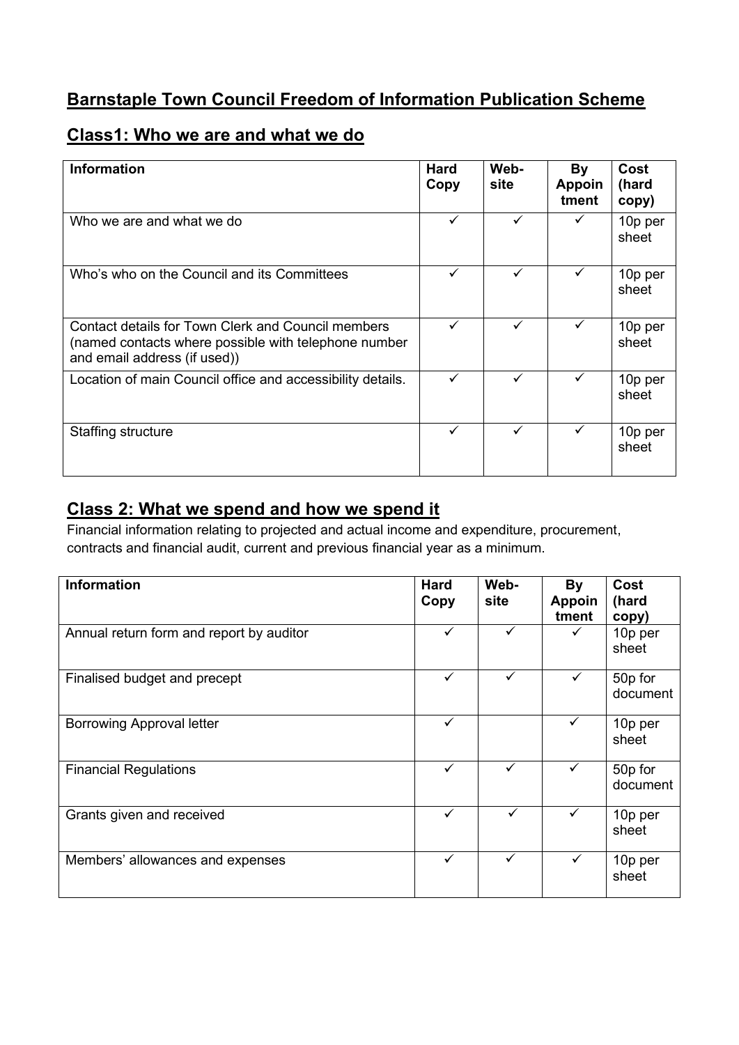# Barnstaple Town Council Freedom of Information Publication Scheme

## Class1: Who we are and what we do

| Information | Hard Copy | Web-site | By Appoin tment | Cost (hard copy) |
|---|---|---|---|---|
| Who we are and what we do | ✓ | ✓ | ✓ | 10p per sheet |
| Who's who on the Council and its Committees | ✓ | ✓ | ✓ | 10p per sheet |
| Contact details for Town Clerk and Council members (named contacts where possible with telephone number and email address (if used)) | ✓ | ✓ | ✓ | 10p per sheet |
| Location of main Council office and accessibility details. | ✓ | ✓ | ✓ | 10p per sheet |
| Staffing structure | ✓ | ✓ | ✓ | 10p per sheet |

## Class 2: What we spend and how we spend it

Financial information relating to projected and actual income and expenditure, procurement, contracts and financial audit, current and previous financial year as a minimum.

| Information | Hard Copy | Web-site | By Appoin tment | Cost (hard copy) |
|---|---|---|---|---|
| Annual return form and report by auditor | ✓ | ✓ | ✓ | 10p per sheet |
| Finalised budget and precept | ✓ | ✓ | ✓ | 50p for document |
| Borrowing Approval letter | ✓ | | ✓ | 10p per sheet |
| Financial Regulations | ✓ | ✓ | ✓ | 50p for document |
| Grants given and received | ✓ | ✓ | ✓ | 10p per sheet |
| Members' allowances and expenses | ✓ | ✓ | ✓ | 10p per sheet |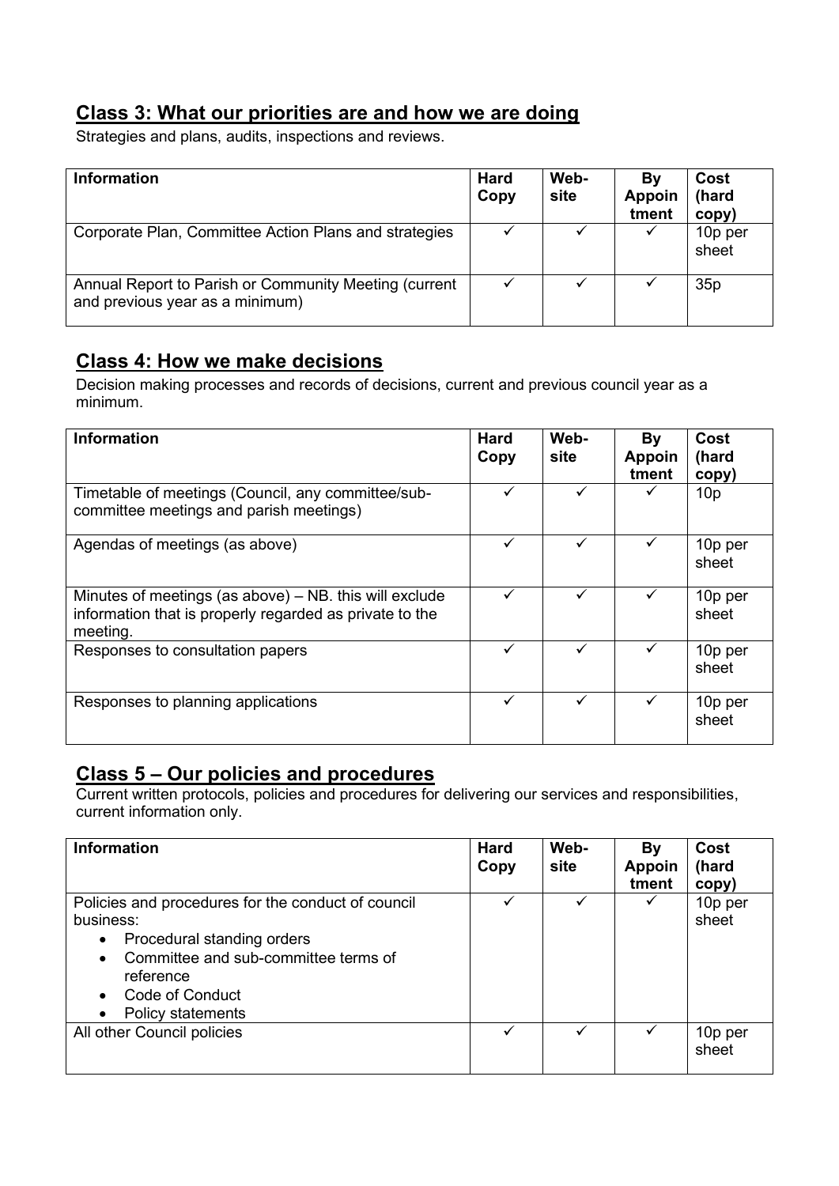## Class 3: What our priorities are and how we are doing

Strategies and plans, audits, inspections and reviews.

| Information | Hard Copy | Web-site | By Appointment | Cost (hard copy) |
|---|---|---|---|---|
| Corporate Plan, Committee Action Plans and strategies | ✓ | ✓ | ✓ | 10p per sheet |
| Annual Report to Parish or Community Meeting (current and previous year as a minimum) | ✓ | ✓ | ✓ | 35p |

## Class 4: How we make decisions

Decision making processes and records of decisions, current and previous council year as a minimum.

| Information | Hard Copy | Web-site | By Appointment | Cost (hard copy) |
|---|---|---|---|---|
| Timetable of meetings (Council, any committee/sub-committee meetings and parish meetings) | ✓ | ✓ | ✓ | 10p |
| Agendas of meetings (as above) | ✓ | ✓ | ✓ | 10p per sheet |
| Minutes of meetings (as above) – NB. this will exclude information that is properly regarded as private to the meeting. | ✓ | ✓ | ✓ | 10p per sheet |
| Responses to consultation papers | ✓ | ✓ | ✓ | 10p per sheet |
| Responses to planning applications | ✓ | ✓ | ✓ | 10p per sheet |

## Class 5 – Our policies and procedures

Current written protocols, policies and procedures for delivering our services and responsibilities, current information only.

| Information | Hard Copy | Web-site | By Appointment | Cost (hard copy) |
|---|---|---|---|---|
| Policies and procedures for the conduct of council business: <br>• Procedural standing orders <br>• Committee and sub-committee terms of reference <br>• Code of Conduct <br>• Policy statements | ✓ | ✓ | ✓ | 10p per sheet |
| All other Council policies | ✓ | ✓ | ✓ | 10p per sheet |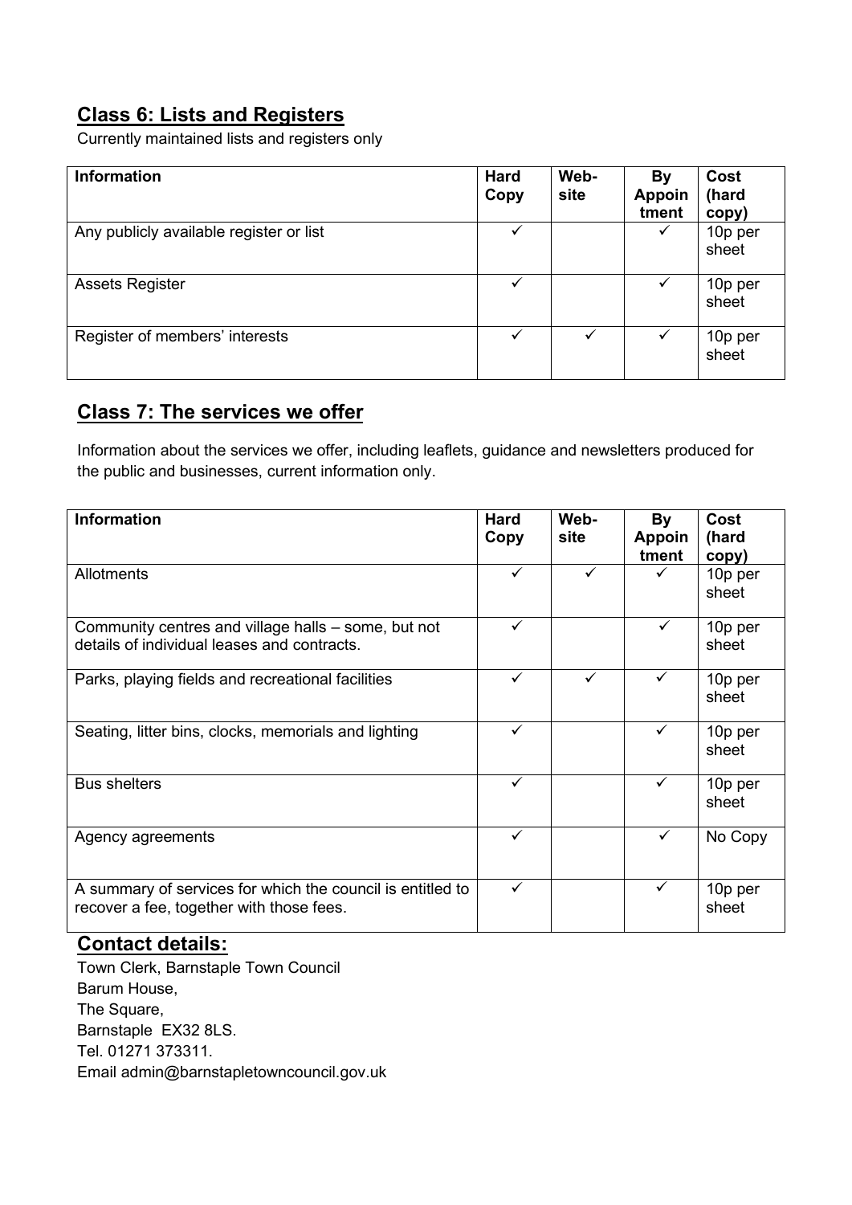## Class 6: Lists and Registers

Currently maintained lists and registers only

| Information | Hard Copy | Web-site | By Appointment | Cost (hard copy) |
|---|---|---|---|---|
| Any publicly available register or list | ✓ | | ✓ | 10p per sheet |
| Assets Register | ✓ | | ✓ | 10p per sheet |
| Register of members' interests | ✓ | ✓ | ✓ | 10p per sheet |

## Class 7: The services we offer

Information about the services we offer, including leaflets, guidance and newsletters produced for the public and businesses, current information only.

| Information | Hard Copy | Web-site | By Appointment | Cost (hard copy) |
|---|---|---|---|---|
| Allotments | ✓ | ✓ | ✓ | 10p per sheet |
| Community centres and village halls – some, but not details of individual leases and contracts. | ✓ | | ✓ | 10p per sheet |
| Parks, playing fields and recreational facilities | ✓ | ✓ | ✓ | 10p per sheet |
| Seating, litter bins, clocks, memorials and lighting | ✓ | | ✓ | 10p per sheet |
| Bus shelters | ✓ | | ✓ | 10p per sheet |
| Agency agreements | ✓ | | ✓ | No Copy |
| A summary of services for which the council is entitled to recover a fee, together with those fees. | ✓ | | ✓ | 10p per sheet |

## Contact details:

Town Clerk, Barnstaple Town Council
Barum House,
The Square,
Barnstaple EX32 8LS.
Tel. 01271 373311.
Email admin@barnstapletowncouncil.gov.uk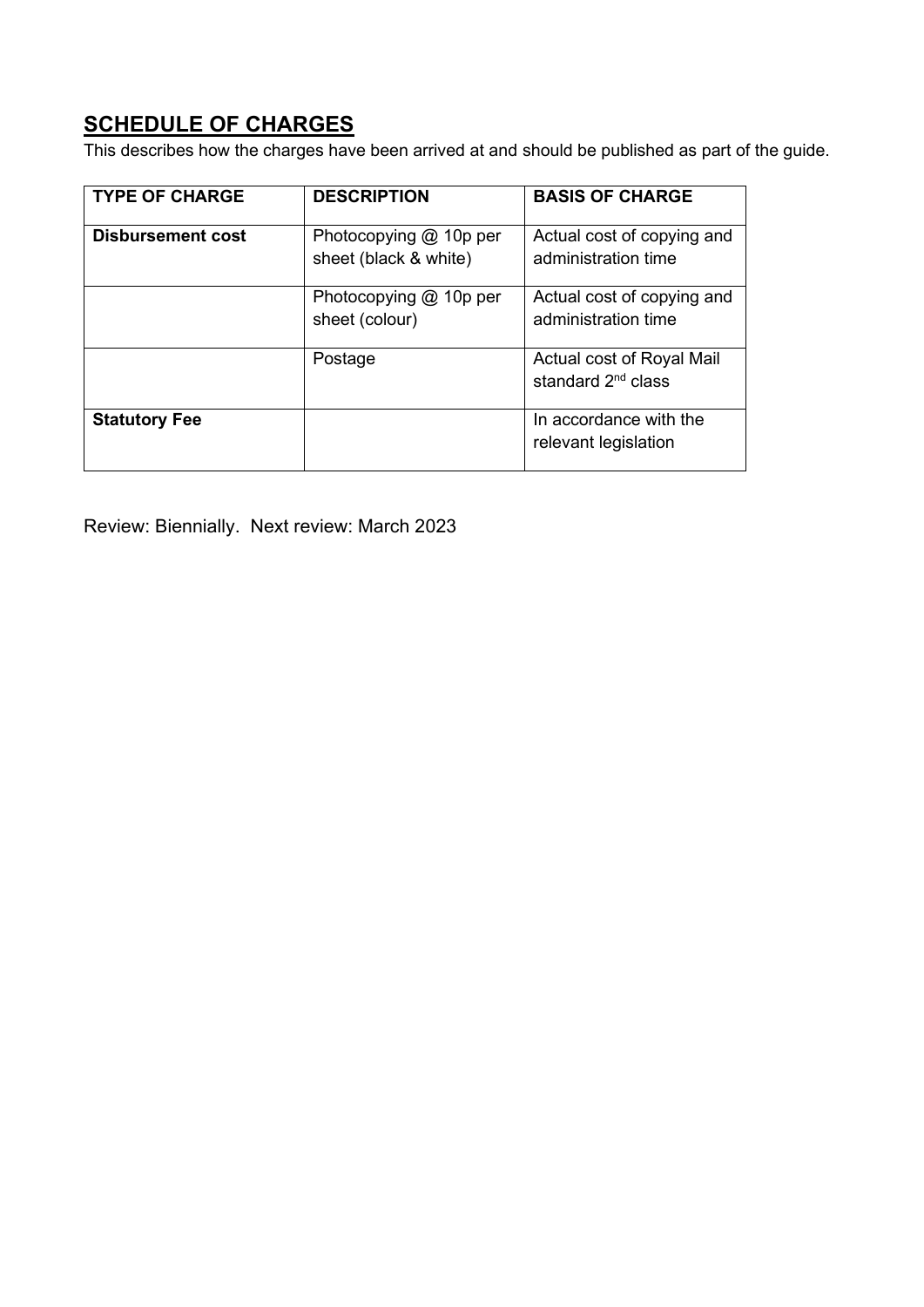## SCHEDULE OF CHARGES

This describes how the charges have been arrived at and should be published as part of the guide.

| TYPE OF CHARGE | DESCRIPTION | BASIS OF CHARGE |
|---|---|---|
| **Disbursement cost** | Photocopying @ 10p per sheet (black & white) | Actual cost of copying and administration time |
| | Photocopying @ 10p per sheet (colour) | Actual cost of copying and administration time |
| | Postage | Actual cost of Royal Mail standard 2nd class |
| **Statutory Fee** | | In accordance with the relevant legislation |

Review: Biennially. Next review: March 2023